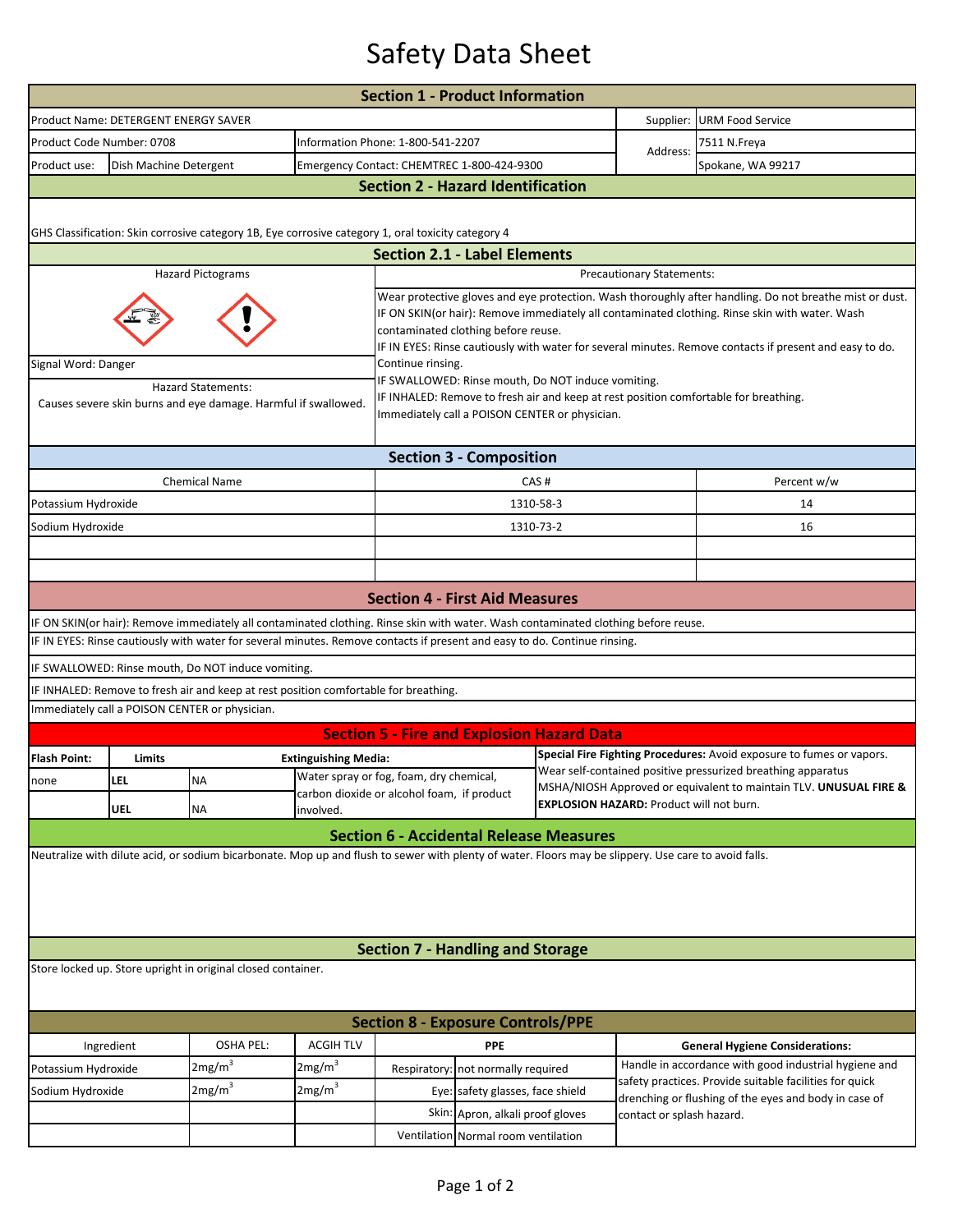# Safety Data Sheet

## Section 1 - Product Information

| | | | |
|---|---|---|---|
| Product Name: DETERGENT ENERGY SAVER | | Supplier: | URM Food Service |
| Product Code Number: 0708 | Information Phone: 1-800-541-2207 | Address: | 7511 N.Freya |
| Product use: Dish Machine Detergent | Emergency Contact: CHEMTREC 1-800-424-9300 | | Spokane, WA 99217 |

## Section 2 - Hazard Identification

GHS Classification: Skin corrosive category 1B, Eye corrosive category 1, oral toxicity category 4

## Section 2.1 - Label Elements

**Hazard Pictograms**

Signal Word: Danger

**Hazard Statements:**

Causes severe skin burns and eye damage. Harmful if swallowed.

**Precautionary Statements:**

Wear protective gloves and eye protection. Wash thoroughly after handling. Do not breathe mist or dust.
IF ON SKIN(or hair): Remove immediately all contaminated clothing. Rinse skin with water. Wash contaminated clothing before reuse.
IF IN EYES: Rinse cautiously with water for several minutes. Remove contacts if present and easy to do. Continue rinsing.
IF SWALLOWED: Rinse mouth, Do NOT induce vomiting.
IF INHALED: Remove to fresh air and keep at rest position comfortable for breathing.
Immediately call a POISON CENTER or physician.

## Section 3 - Composition

| Chemical Name | CAS # | Percent w/w |
|---|---|---|
| Potassium Hydroxide | 1310-58-3 | 14 |
| Sodium Hydroxide | 1310-73-2 | 16 |

## Section 4 - First Aid Measures

IF ON SKIN(or hair): Remove immediately all contaminated clothing. Rinse skin with water. Wash contaminated clothing before reuse.

IF IN EYES: Rinse cautiously with water for several minutes. Remove contacts if present and easy to do. Continue rinsing.

IF SWALLOWED: Rinse mouth, Do NOT induce vomiting.

IF INHALED: Remove to fresh air and keep at rest position comfortable for breathing.

Immediately call a POISON CENTER or physician.

## Section 5 - Fire and Explosion Hazard Data

| Flash Point: | Limits | | Extinguishing Media: |
|---|---|---|---|
| none | LEL | NA | Water spray or fog, foam, dry chemical, carbon dioxide or alcohol foam, if product involved. |
| | UEL | NA | |

**Special Fire Fighting Procedures:** Avoid exposure to fumes or vapors. Wear self-contained positive pressurized breathing apparatus MSHA/NIOSH Approved or equivalent to maintain TLV. **UNUSUAL FIRE & EXPLOSION HAZARD:** Product will not burn.

## Section 6 - Accidental Release Measures

Neutralize with dilute acid, or sodium bicarbonate. Mop up and flush to sewer with plenty of water. Floors may be slippery. Use care to avoid falls.

## Section 7 - Handling and Storage

Store locked up. Store upright in original closed container.

## Section 8 - Exposure Controls/PPE

| Ingredient | OSHA PEL: | ACGIH TLV | PPE | |
|---|---|---|---|---|
| Potassium Hydroxide | $2mg/m^3$ | $2mg/m^3$ | Respiratory: | not normally required |
| Sodium Hydroxide | $2mg/m^3$ | $2mg/m^3$ | Eye: | safety glasses, face shield |
| | | | Skin: | Apron, alkali proof gloves |
| | | | Ventilation | Normal room ventilation |

**General Hygiene Considerations:**

Handle in accordance with good industrial hygiene and safety practices. Provide suitable facilities for quick drenching or flushing of the eyes and body in case of contact or splash hazard.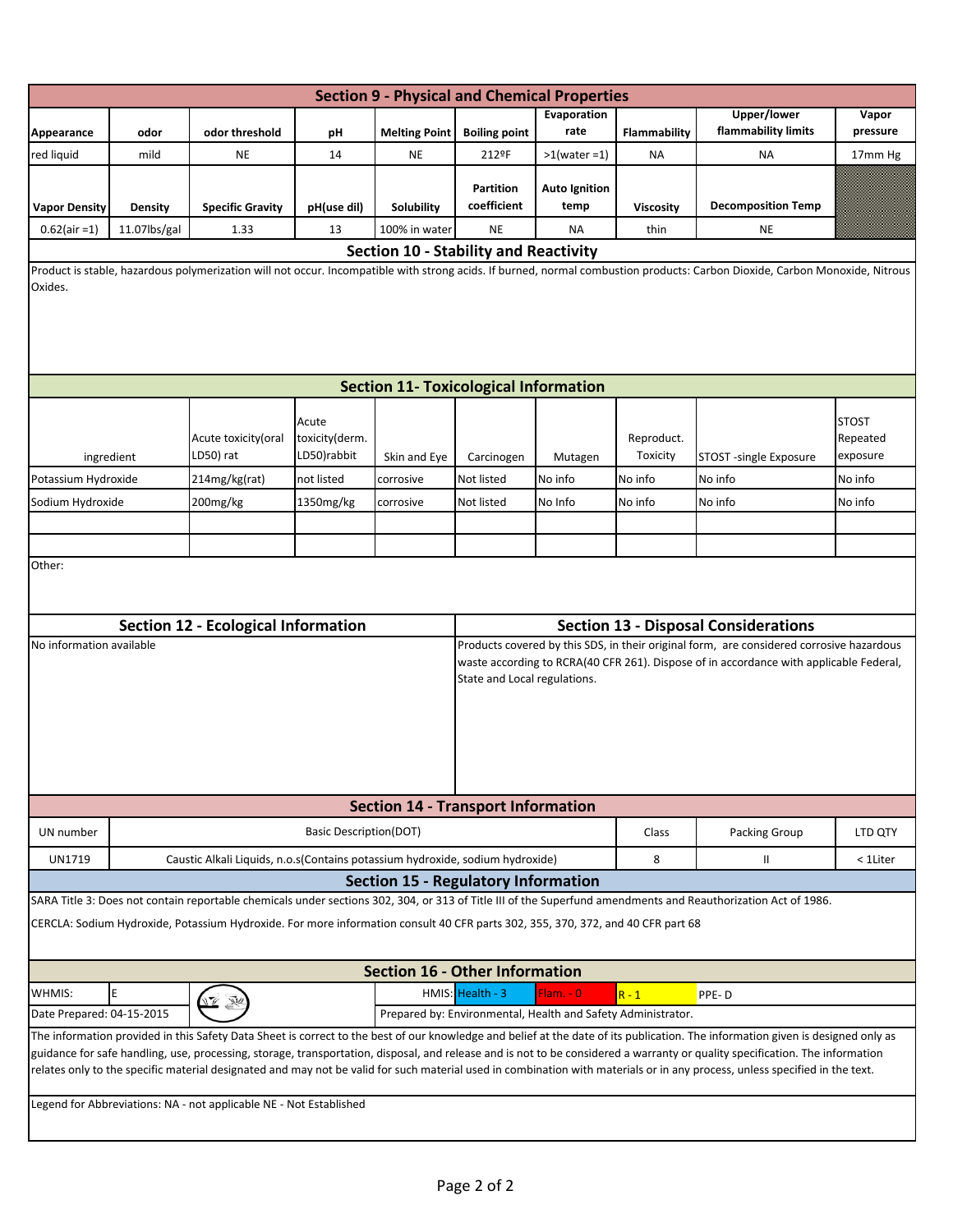## Section 9 - Physical and Chemical Properties

| Appearance | odor | odor threshold | pH | Melting Point | Boiling point | Evaporation rate | Flammability | Upper/lower flammability limits | Vapor pressure |
|---|---|---|---|---|---|---|---|---|---|
| red liquid | mild | NE | 14 | NE | 212ºF | >1(water =1) | NA | NA | 17mm Hg |
| **Vapor Density** | **Density** | **Specific Gravity** | **pH(use dil)** | **Solubility** | **Partition coefficient** | **Auto Ignition temp** | **Viscosity** | **Decomposition Temp** | |
| 0.62(air =1) | 11.07lbs/gal | 1.33 | 13 | 100% in water | NE | NA | thin | NE | |

## Section 10 - Stability and Reactivity

Product is stable, hazardous polymerization will not occur. Incompatible with strong acids. If burned, normal combustion products: Carbon Dioxide, Carbon Monoxide, Nitrous Oxides.

## Section 11- Toxicological Information

| ingredient | Acute toxicity(oral LD50) rat | Acute toxicity(derm. LD50)rabbit | Skin and Eye | Carcinogen | Mutagen | Reproduct. Toxicity | STOST -single Exposure | STOST Repeated exposure |
|---|---|---|---|---|---|---|---|---|
| Potassium Hydroxide | 214mg/kg(rat) | not listed | corrosive | Not listed | No info | No info | No info | No info |
| Sodium Hydroxide | 200mg/kg | 1350mg/kg | corrosive | Not listed | No Info | No info | No info | No info |
| | | | | | | | | |
| | | | | | | | | |

Other:

## Section 12 - Ecological Information

No information available

## Section 13 - Disposal Considerations

Products covered by this SDS, in their original form, are considered corrosive hazardous waste according to RCRA(40 CFR 261). Dispose of in accordance with applicable Federal, State and Local regulations.

## Section 14 - Transport Information

| UN number | Basic Description(DOT) | Class | Packing Group | LTD QTY |
|---|---|---|---|---|
| UN1719 | Caustic Alkali Liquids, n.o.s(Contains potassium hydroxide, sodium hydroxide) | 8 | II | < 1Liter |

## Section 15 - Regulatory Information

SARA Title 3: Does not contain reportable chemicals under sections 302, 304, or 313 of Title III of the Superfund amendments and Reauthorization Act of 1986.

CERCLA: Sodium Hydroxide, Potassium Hydroxide. For more information consult 40 CFR parts 302, 355, 370, 372, and 40 CFR part 68

## Section 16 - Other Information

| | | | |
|---|---|---|---|
| WHMIS: | E | HMIS: Health - 3 / Flam. - 0 / R - 1 | PPE- D |
| Date Prepared: 04-15-2015 | | Prepared by: Environmental, Health and Safety Administrator. | |

The information provided in this Safety Data Sheet is correct to the best of our knowledge and belief at the date of its publication. The information given is designed only as guidance for safe handling, use, processing, storage, transportation, disposal, and release and is not to be considered a warranty or quality specification. The information relates only to the specific material designated and may not be valid for such material used in combination with materials or in any process, unless specified in the text.

Legend for Abbreviations: NA - not applicable NE - Not Established